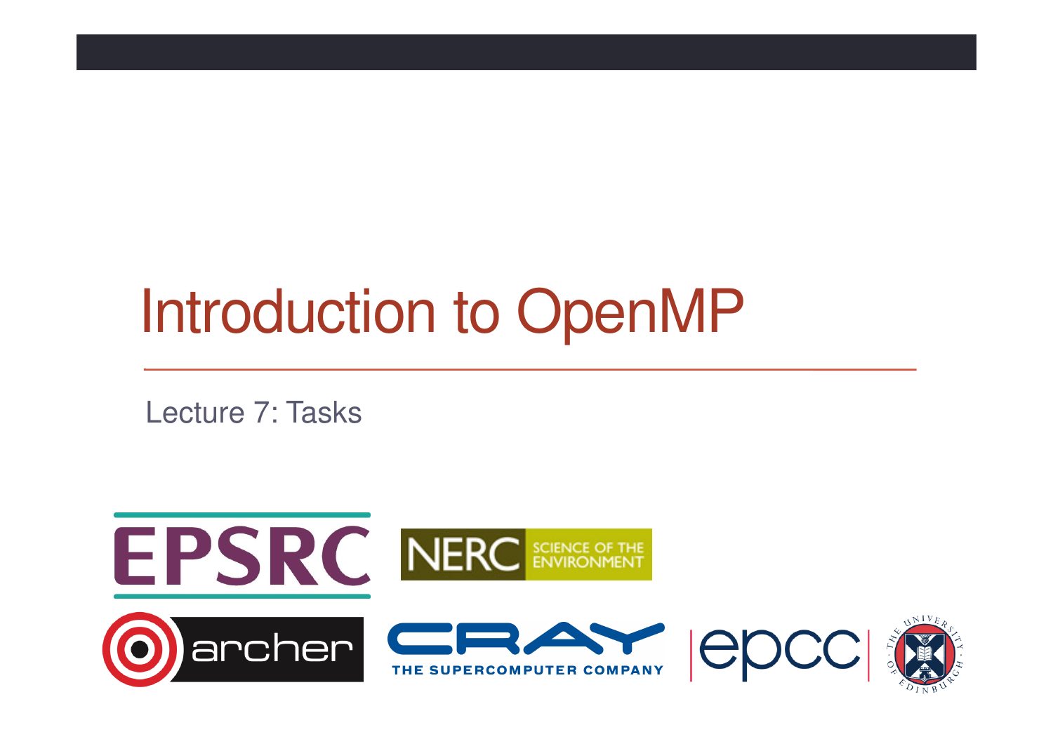# Introduction to OpenMP

Lecture 7: Tasks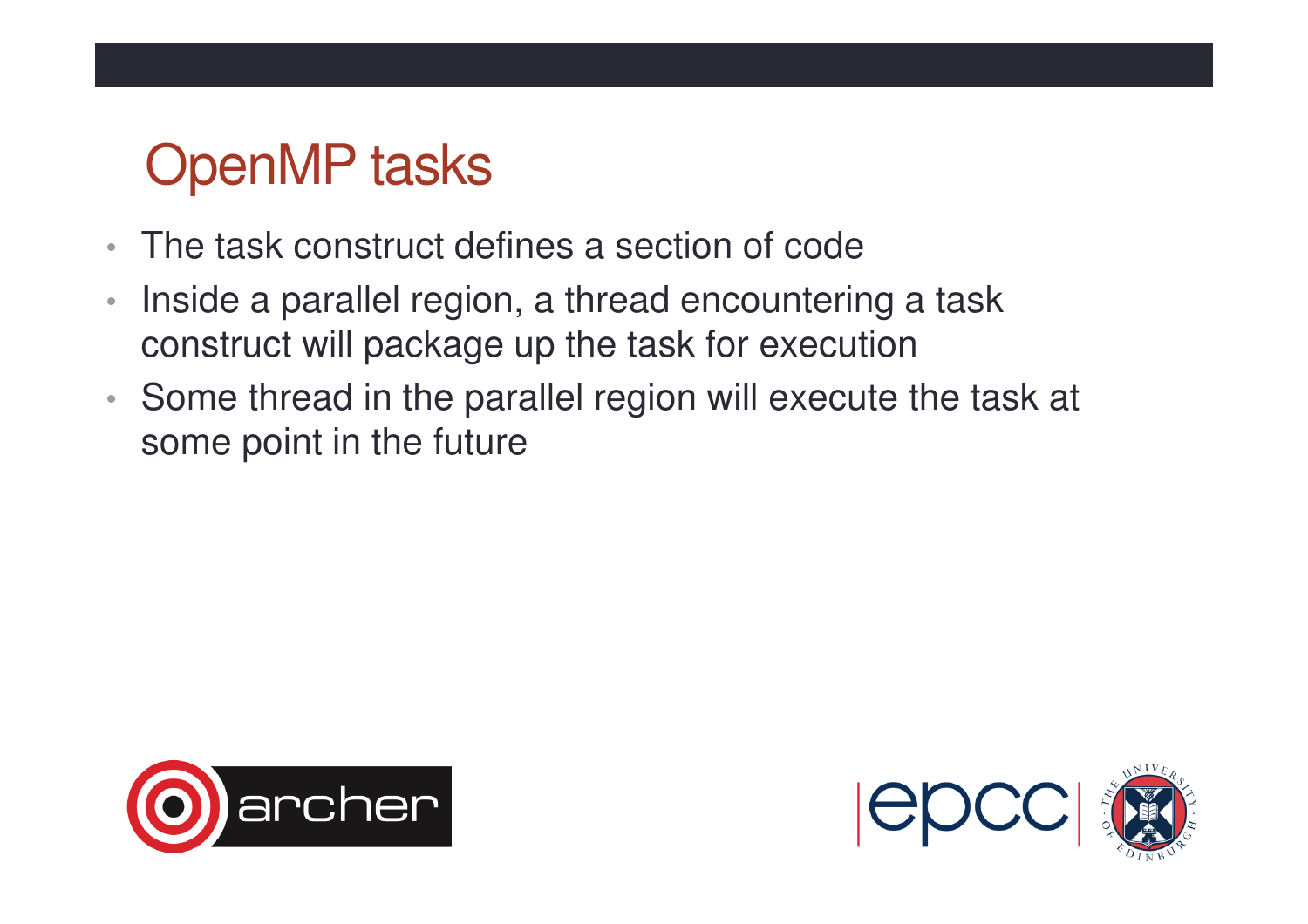# OpenMP tasks

- The task construct defines a section of code
- Inside a parallel region, a thread encountering a task construct will package up the task for execution
- Some thread in the parallel region will execute the task at some point in the future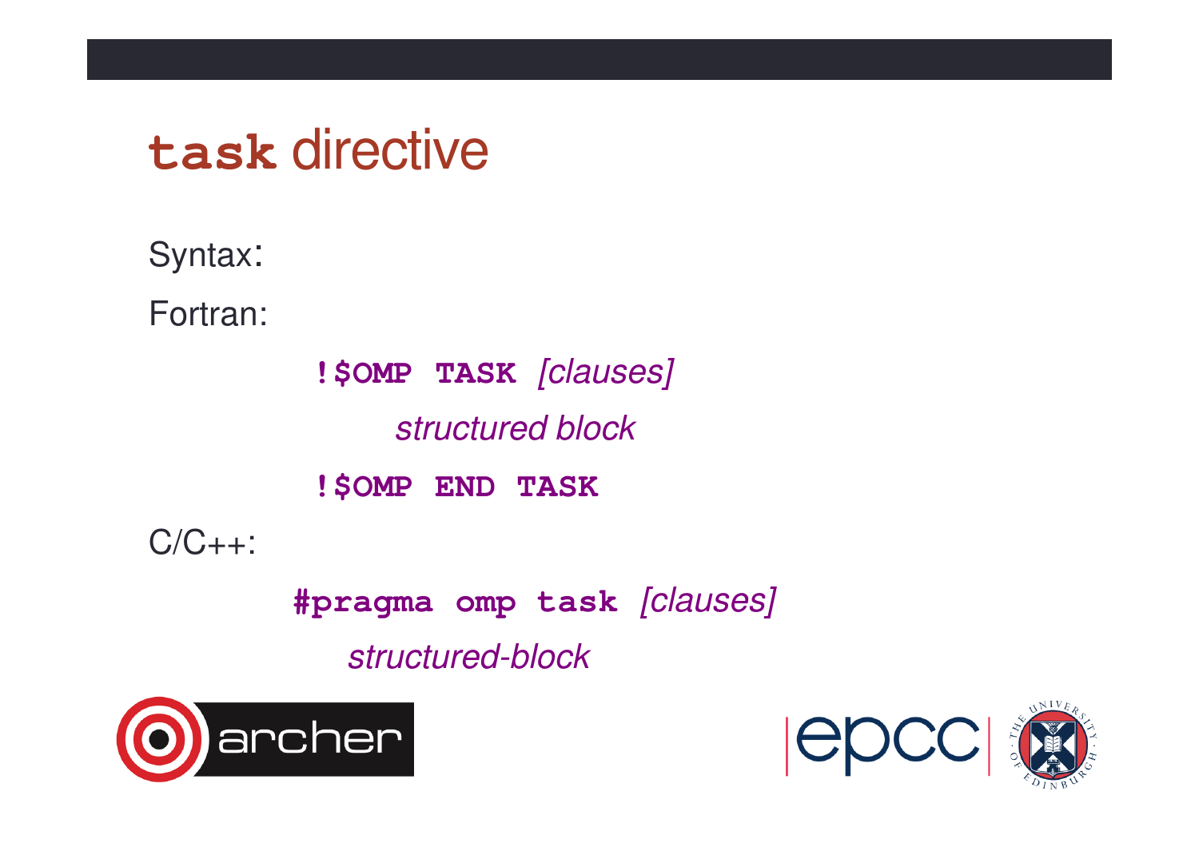# `task` directive

Syntax:

Fortran:

```
!$OMP TASK [clauses]
    structured block
!$OMP END TASK
```

C/C++:

```
#pragma omp task [clauses]
    structured-block
```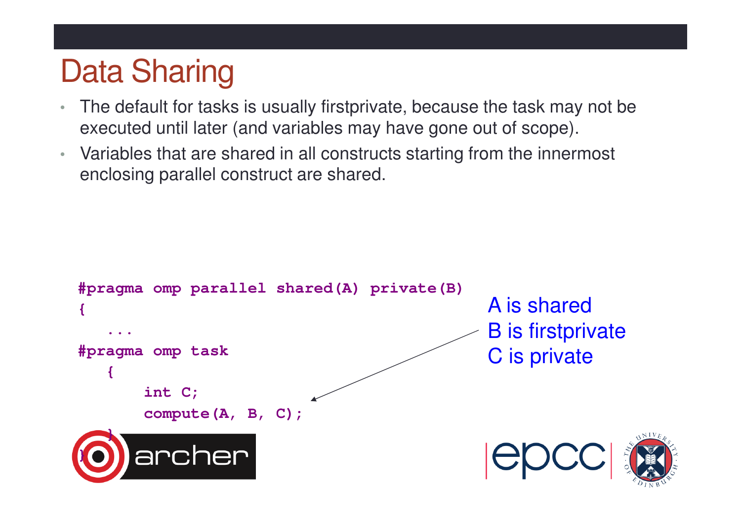# Data Sharing

- The default for tasks is usually firstprivate, because the task may not be executed until later (and variables may have gone out of scope).
- Variables that are shared in all constructs starting from the innermost enclosing parallel construct are shared.

```
#pragma omp parallel shared(A) private(B)
{
   ...
#pragma omp task
   {
       int C;
       compute(A, B, C);
   }
}
```

A is shared
B is firstprivate
C is private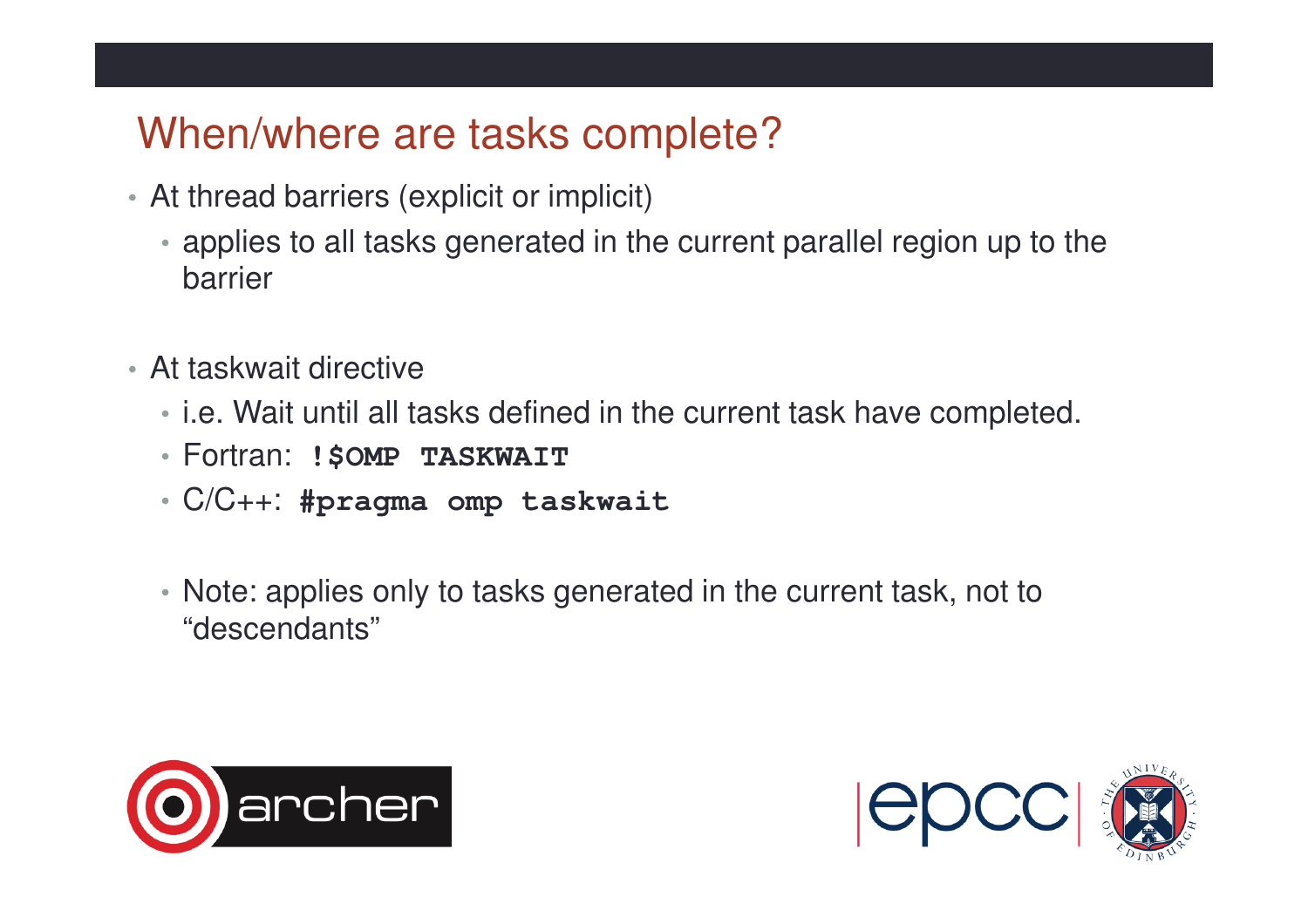# When/where are tasks complete?

- At thread barriers (explicit or implicit)
  - applies to all tasks generated in the current parallel region up to the barrier

- At taskwait directive
  - i.e. Wait until all tasks defined in the current task have completed.
  - Fortran: **`!$OMP TASKWAIT`**
  - C/C++: **`#pragma omp taskwait`**

  - Note: applies only to tasks generated in the current task, not to "descendants"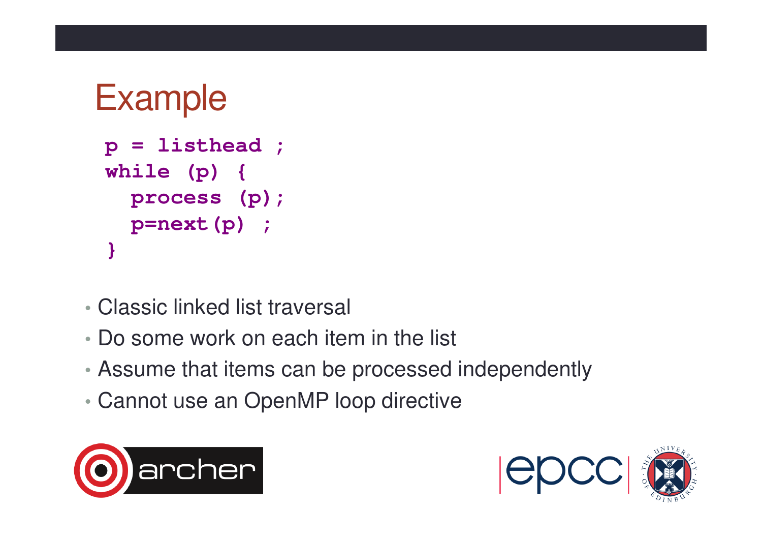# Example

```
p = listhead ;
while (p) {
  process (p);
  p=next(p) ;
}
```

- Classic linked list traversal
- Do some work on each item in the list
- Assume that items can be processed independently
- Cannot use an OpenMP loop directive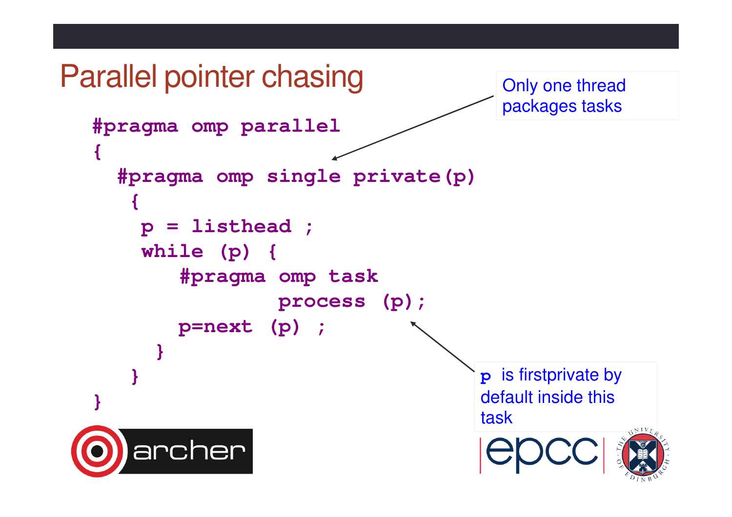# Parallel pointer chasing

```
#pragma omp parallel
{
  #pragma omp single private(p)
   {
    p = listhead ;
    while (p) {
       #pragma omp task
               process (p);
       p=next (p) ;
     }
   }
}
```

Only one thread packages tasks

**p** is firstprivate by default inside this task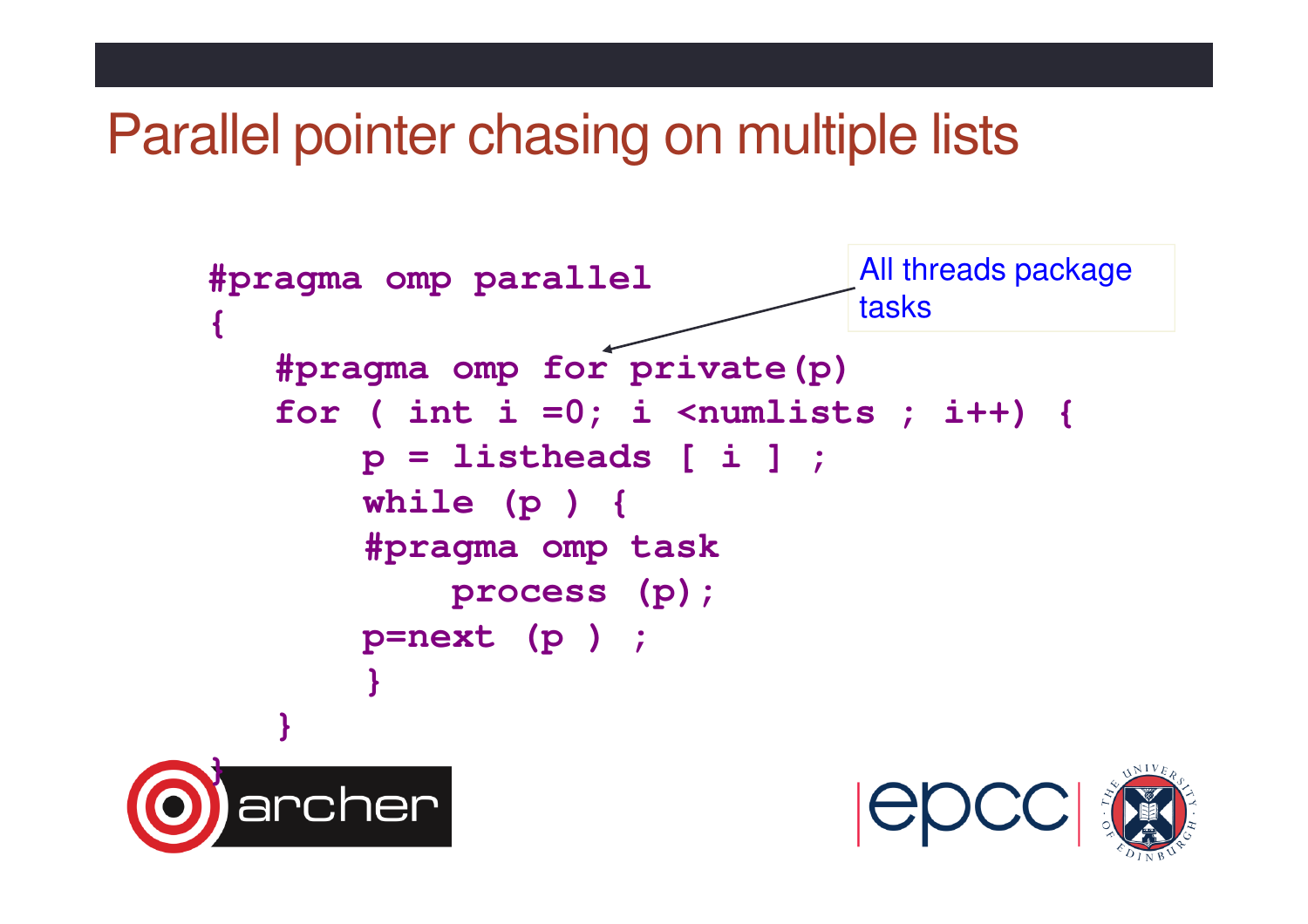# Parallel pointer chasing on multiple lists

```
#pragma omp parallel
{
   #pragma omp for private(p)
   for ( int i =0; i <numlists ; i++) {
       p = listheads [ i ] ;
       while (p ) {
       #pragma omp task
           process (p);
       p=next (p ) ;
       }
   }
}
```

All threads package tasks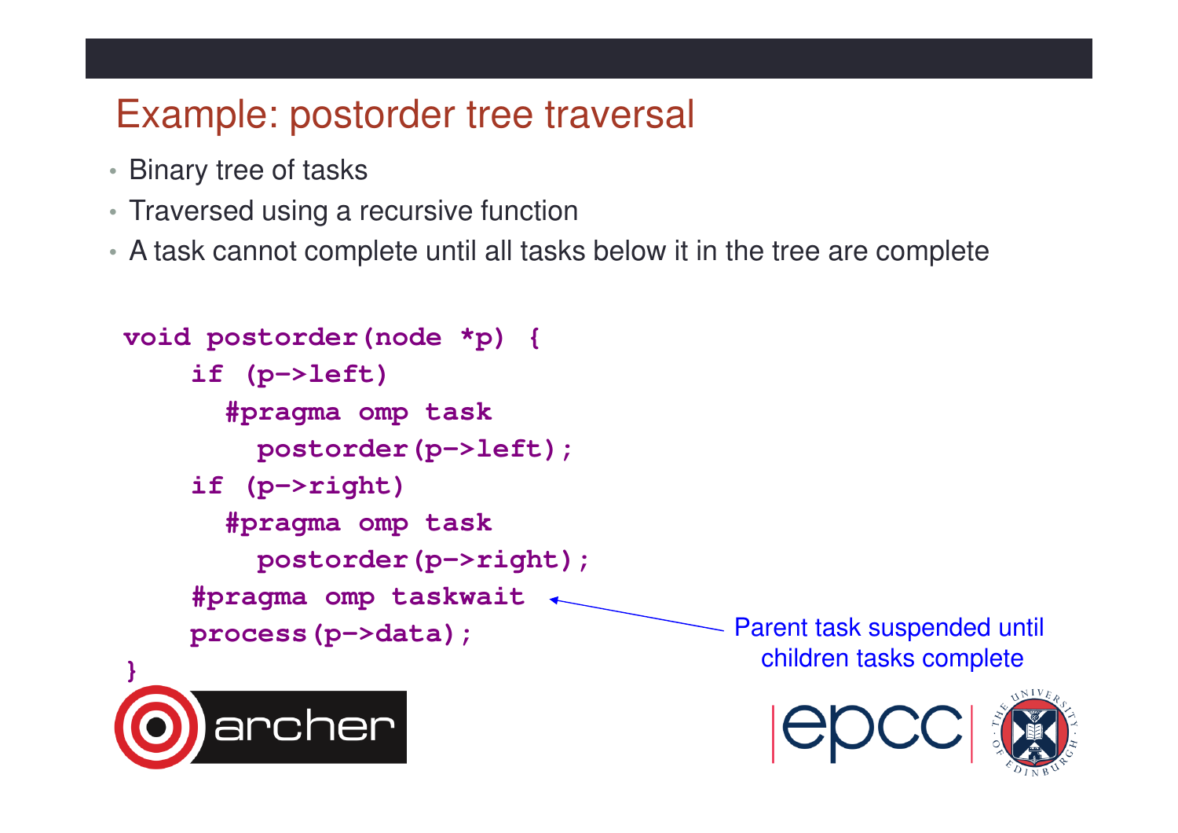# Example: postorder tree traversal

- Binary tree of tasks
- Traversed using a recursive function
- A task cannot complete until all tasks below it in the tree are complete

```
void postorder(node *p) {
    if (p->left)
      #pragma omp task
        postorder(p->left);
    if (p->right)
      #pragma omp task
        postorder(p->right);
    #pragma omp taskwait
    process(p->data);
}
```

Parent task suspended until children tasks complete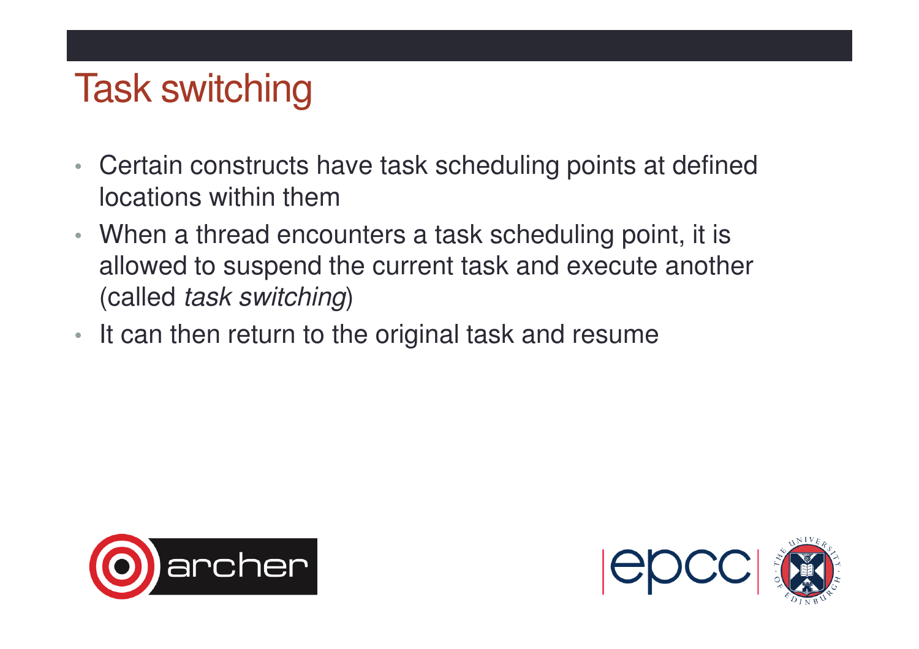# Task switching

- Certain constructs have task scheduling points at defined locations within them
- When a thread encounters a task scheduling point, it is allowed to suspend the current task and execute another (called *task switching*)
- It can then return to the original task and resume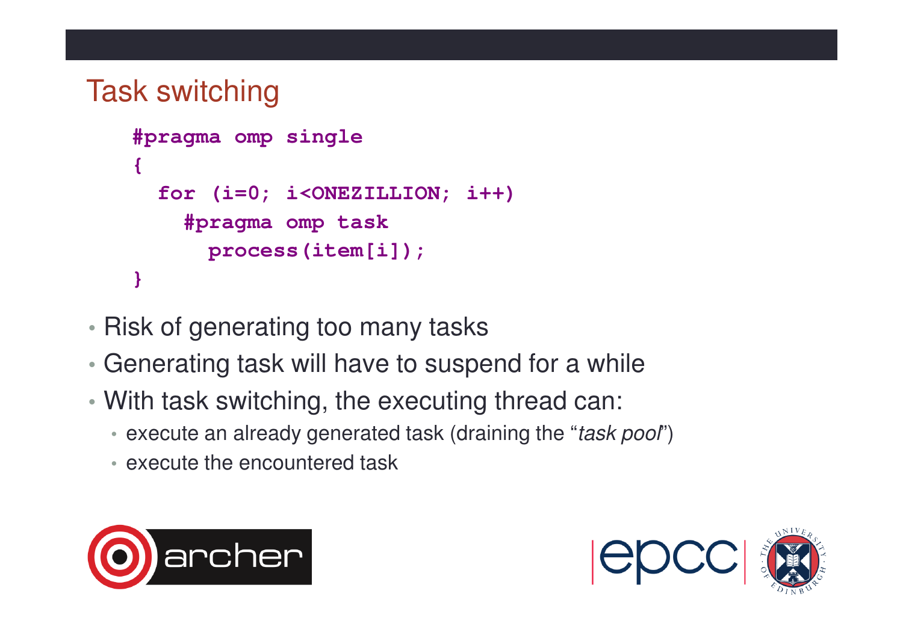# Task switching

```
#pragma omp single
{
  for (i=0; i<ONEZILLION; i++)
    #pragma omp task
      process(item[i]);
}
```

- Risk of generating too many tasks
- Generating task will have to suspend for a while
- With task switching, the executing thread can:
  - execute an already generated task (draining the "*task pool*")
  - execute the encountered task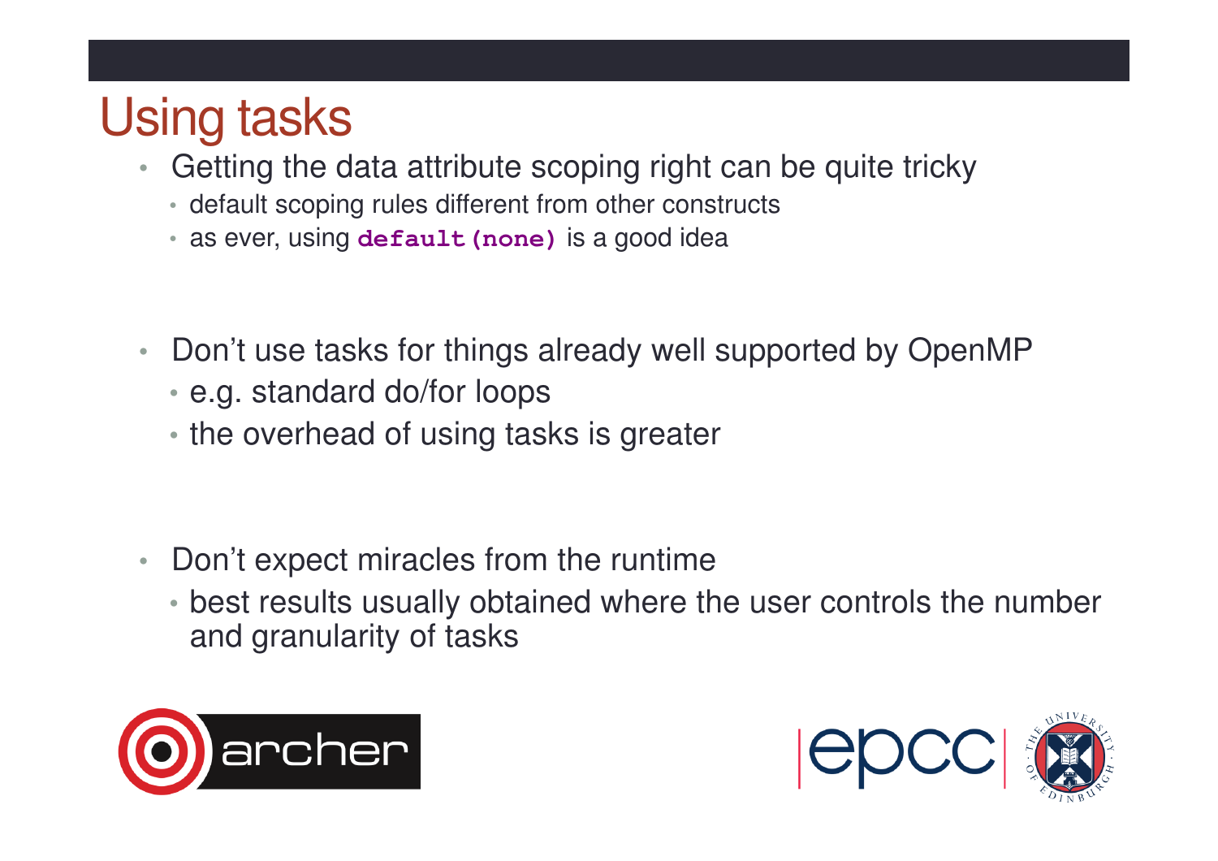# Using tasks

- Getting the data attribute scoping right can be quite tricky
  - default scoping rules different from other constructs
  - as ever, using **`default(none)`** is a good idea

- Don't use tasks for things already well supported by OpenMP
  - e.g. standard do/for loops
  - the overhead of using tasks is greater

- Don't expect miracles from the runtime
  - best results usually obtained where the user controls the number and granularity of tasks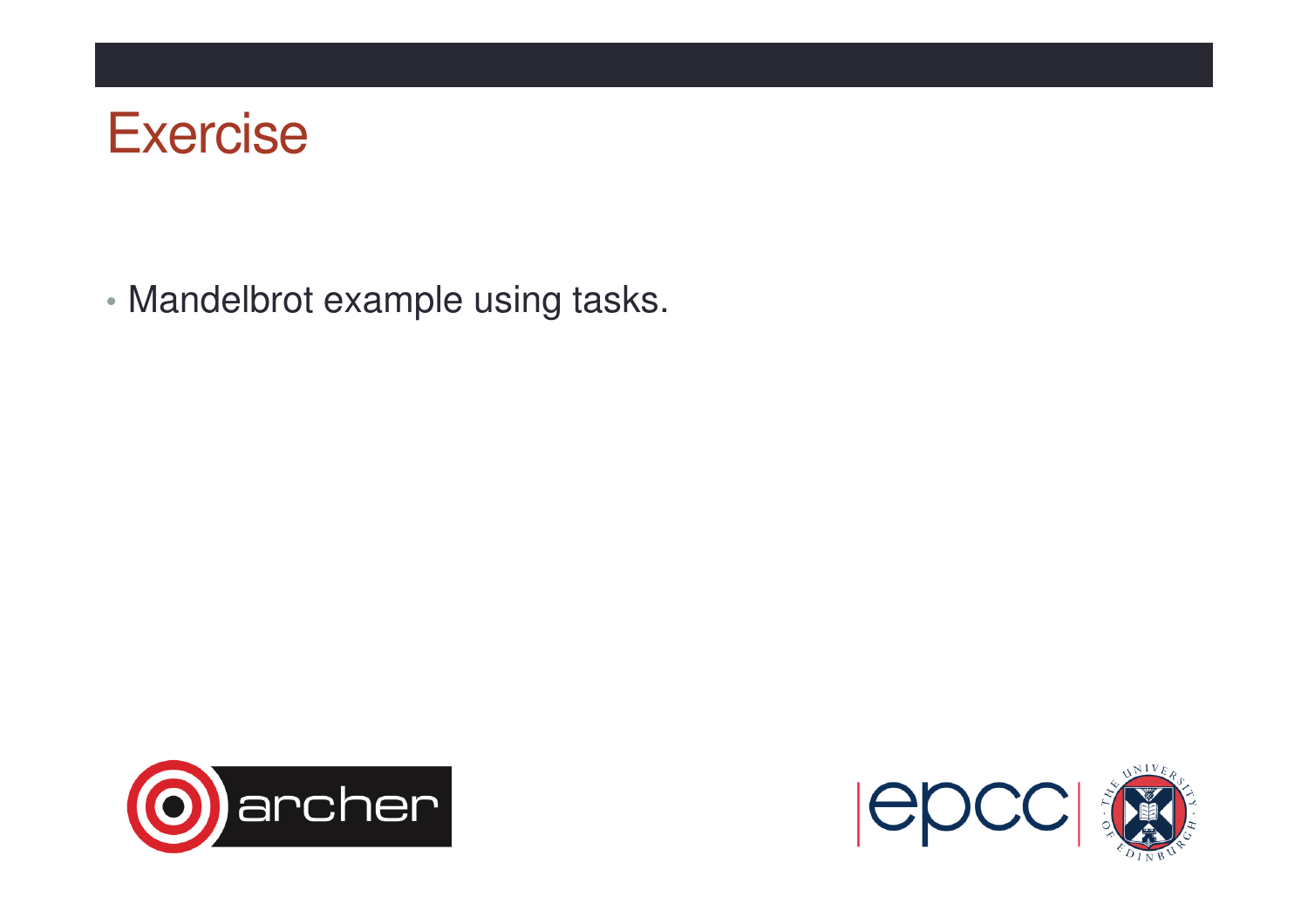# Exercise

- Mandelbrot example using tasks.